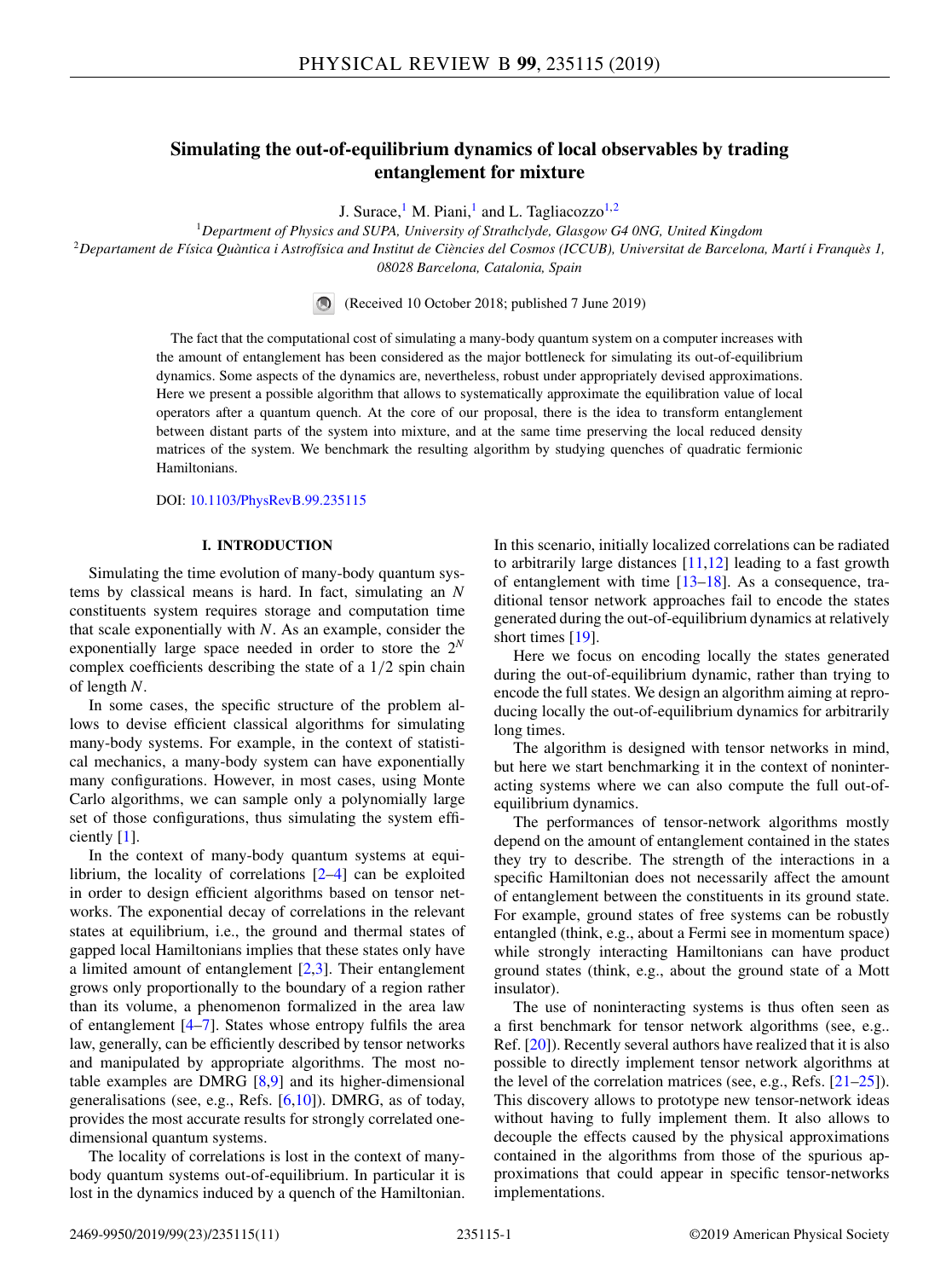# Simulating the out-of-equilibrium dynamics of local observables by trading entanglement for mixture

J. Surace,[1] M. Piani,[1] and L. Tagliacozzo[1,2]

[1]*Department of Physics and SUPA, University of Strathclyde, Glasgow G4 0NG, United Kingdom*

[2]*Departament de Física Quàntica i Astrofísica and Institut de Ciències del Cosmos (ICCUB), Universitat de Barcelona, Martí i Franquès 1, 08028 Barcelona, Catalonia, Spain*

(Received 10 October 2018; published 7 June 2019)

The fact that the computational cost of simulating a many-body quantum system on a computer increases with the amount of entanglement has been considered as the major bottleneck for simulating its out-of-equilibrium dynamics. Some aspects of the dynamics are, nevertheless, robust under appropriately devised approximations. Here we present a possible algorithm that allows to systematically approximate the equilibration value of local operators after a quantum quench. At the core of our proposal, there is the idea to transform entanglement between distant parts of the system into mixture, and at the same time preserving the local reduced density matrices of the system. We benchmark the resulting algorithm by studying quenches of quadratic fermionic Hamiltonians.

DOI: 10.1103/PhysRevB.99.235115

## I. INTRODUCTION

Simulating the time evolution of many-body quantum systems by classical means is hard. In fact, simulating an $N$ constituents system requires storage and computation time that scale exponentially with $N$. As an example, consider the exponentially large space needed in order to store the $2^N$ complex coefficients describing the state of a $1/2$ spin chain of length $N$.

In some cases, the specific structure of the problem allows to devise efficient classical algorithms for simulating many-body systems. For example, in the context of statistical mechanics, a many-body system can have exponentially many configurations. However, in most cases, using Monte Carlo algorithms, we can sample only a polynomially large set of those configurations, thus simulating the system efficiently [1].

In the context of many-body quantum systems at equilibrium, the locality of correlations [2–4] can be exploited in order to design efficient algorithms based on tensor networks. The exponential decay of correlations in the relevant states at equilibrium, i.e., the ground and thermal states of gapped local Hamiltonians implies that these states only have a limited amount of entanglement [2,3]. Their entanglement grows only proportionally to the boundary of a region rather than its volume, a phenomenon formalized in the area law of entanglement [4–7]. States whose entropy fulfils the area law, generally, can be efficiently described by tensor networks and manipulated by appropriate algorithms. The most notable examples are DMRG [8,9] and its higher-dimensional generalisations (see, e.g., Refs. [6,10]). DMRG, as of today, provides the most accurate results for strongly correlated one-dimensional quantum systems.

The locality of correlations is lost in the context of many-body quantum systems out-of-equilibrium. In particular it is lost in the dynamics induced by a quench of the Hamiltonian. In this scenario, initially localized correlations can be radiated to arbitrarily large distances [11,12] leading to a fast growth of entanglement with time [13–18]. As a consequence, traditional tensor network approaches fail to encode the states generated during the out-of-equilibrium dynamics at relatively short times [19].

Here we focus on encoding locally the states generated during the out-of-equilibrium dynamic, rather than trying to encode the full states. We design an algorithm aiming at reproducing locally the out-of-equilibrium dynamics for arbitrarily long times.

The algorithm is designed with tensor networks in mind, but here we start benchmarking it in the context of noninteracting systems where we can also compute the full out-of-equilibrium dynamics.

The performances of tensor-network algorithms mostly depend on the amount of entanglement contained in the states they try to describe. The strength of the interactions in a specific Hamiltonian does not necessarily affect the amount of entanglement between the constituents in its ground state. For example, ground states of free systems can be robustly entangled (think, e.g., about a Fermi see in momentum space) while strongly interacting Hamiltonians can have product ground states (think, e.g., about the ground state of a Mott insulator).

The use of noninteracting systems is thus often seen as a first benchmark for tensor network algorithms (see, e.g.. Ref. [20]). Recently several authors have realized that it is also possible to directly implement tensor network algorithms at the level of the correlation matrices (see, e.g., Refs. [21–25]). This discovery allows to prototype new tensor-network ideas without having to fully implement them. It also allows to decouple the effects caused by the physical approximations contained in the algorithms from those of the spurious approximations that could appear in specific tensor-networks implementations.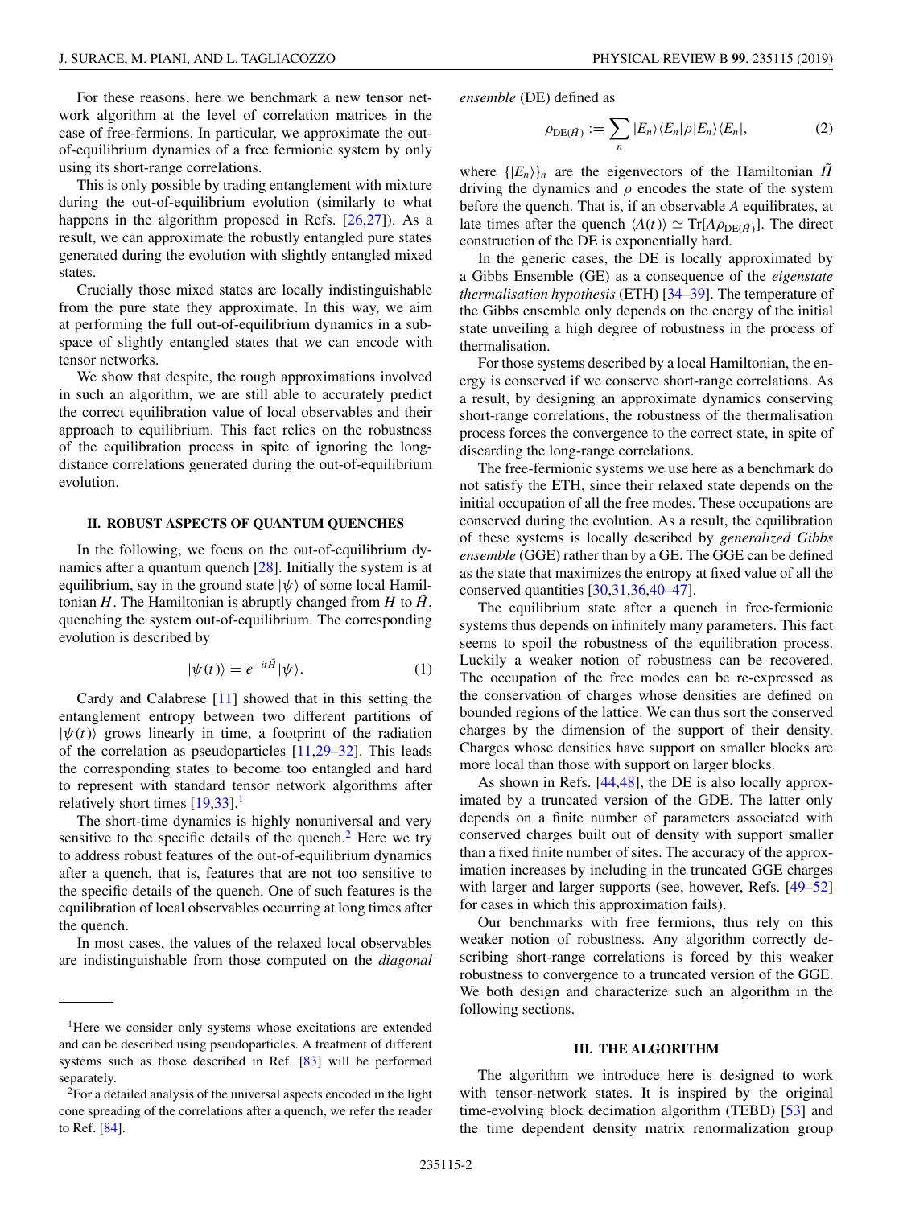For these reasons, here we benchmark a new tensor network algorithm at the level of correlation matrices in the case of free-fermions. In particular, we approximate the out-of-equilibrium dynamics of a free fermionic system by only using its short-range correlations.

This is only possible by trading entanglement with mixture during the out-of-equilibrium evolution (similarly to what happens in the algorithm proposed in Refs. [26,27]). As a result, we can approximate the robustly entangled pure states generated during the evolution with slightly entangled mixed states.

Crucially those mixed states are locally indistinguishable from the pure state they approximate. In this way, we aim at performing the full out-of-equilibrium dynamics in a subspace of slightly entangled states that we can encode with tensor networks.

We show that despite, the rough approximations involved in such an algorithm, we are still able to accurately predict the correct equilibration value of local observables and their approach to equilibrium. This fact relies on the robustness of the equilibration process in spite of ignoring the long-distance correlations generated during the out-of-equilibrium evolution.

## II. ROBUST ASPECTS OF QUANTUM QUENCHES

In the following, we focus on the out-of-equilibrium dynamics after a quantum quench [28]. Initially the system is at equilibrium, say in the ground state $|\psi\rangle$ of some local Hamiltonian $H$. The Hamiltonian is abruptly changed from $H$ to $\tilde{H}$, quenching the system out-of-equilibrium. The corresponding evolution is described by

$$|\psi(t)\rangle = e^{-it\tilde{H}}|\psi\rangle. \tag{1}$$

Cardy and Calabrese [11] showed that in this setting the entanglement entropy between two different partitions of $|\psi(t)\rangle$ grows linearly in time, a footprint of the radiation of the correlation as pseudoparticles [11,29–32]. This leads the corresponding states to become too entangled and hard to represent with standard tensor network algorithms after relatively short times [19,33].[1]

The short-time dynamics is highly nonuniversal and very sensitive to the specific details of the quench.[2] Here we try to address robust features of the out-of-equilibrium dynamics after a quench, that is, features that are not too sensitive to the specific details of the quench. One of such features is the equilibration of local observables occurring at long times after the quench.

In most cases, the values of the relaxed local observables are indistinguishable from those computed on the *diagonal ensemble* (DE) defined as

$$\rho_{\mathrm{DE}(\tilde{H})} := \sum_n |E_n\rangle\langle E_n|\rho|E_n\rangle\langle E_n|, \tag{2}$$

where $\{|E_n\rangle\}_n$ are the eigenvectors of the Hamiltonian $\tilde{H}$ driving the dynamics and $\rho$ encodes the state of the system before the quench. That is, if an observable $A$ equilibrates, at late times after the quench $\langle A(t)\rangle \simeq \mathrm{Tr}[A\rho_{\mathrm{DE}(\tilde{H})}]$. The direct construction of the DE is exponentially hard.

In the generic cases, the DE is locally approximated by a Gibbs Ensemble (GE) as a consequence of the *eigenstate thermalisation hypothesis* (ETH) [34–39]. The temperature of the Gibbs ensemble only depends on the energy of the initial state unveiling a high degree of robustness in the process of thermalisation.

For those systems described by a local Hamiltonian, the energy is conserved if we conserve short-range correlations. As a result, by designing an approximate dynamics conserving short-range correlations, the robustness of the thermalisation process forces the convergence to the correct state, in spite of discarding the long-range correlations.

The free-fermionic systems we use here as a benchmark do not satisfy the ETH, since their relaxed state depends on the initial occupation of all the free modes. These occupations are conserved during the evolution. As a result, the equilibration of these systems is locally described by *generalized Gibbs ensemble* (GGE) rather than by a GE. The GGE can be defined as the state that maximizes the entropy at fixed value of all the conserved quantities [30,31,36,40–47].

The equilibrium state after a quench in free-fermionic systems thus depends on infinitely many parameters. This fact seems to spoil the robustness of the equilibration process. Luckily a weaker notion of robustness can be recovered. The occupation of the free modes can be re-expressed as the conservation of charges whose densities are defined on bounded regions of the lattice. We can thus sort the conserved charges by the dimension of the support of their density. Charges whose densities have support on smaller blocks are more local than those with support on larger blocks.

As shown in Refs. [44,48], the DE is also locally approximated by a truncated version of the GDE. The latter only depends on a finite number of parameters associated with conserved charges built out of density with support smaller than a fixed finite number of sites. The accuracy of the approximation increases by including in the truncated GGE charges with larger and larger supports (see, however, Refs. [49–52] for cases in which this approximation fails).

Our benchmarks with free fermions, thus rely on this weaker notion of robustness. Any algorithm correctly describing short-range correlations is forced by this weaker robustness to convergence to a truncated version of the GGE. We both design and characterize such an algorithm in the following sections.

## III. THE ALGORITHM

The algorithm we introduce here is designed to work with tensor-network states. It is inspired by the original time-evolving block decimation algorithm (TEBD) [53] and the time dependent density matrix renormalization group

---

[1] Here we consider only systems whose excitations are extended and can be described using pseudoparticles. A treatment of different systems such as those described in Ref. [83] will be performed separately.

[2] For a detailed analysis of the universal aspects encoded in the light cone spreading of the correlations after a quench, we refer the reader to Ref. [84].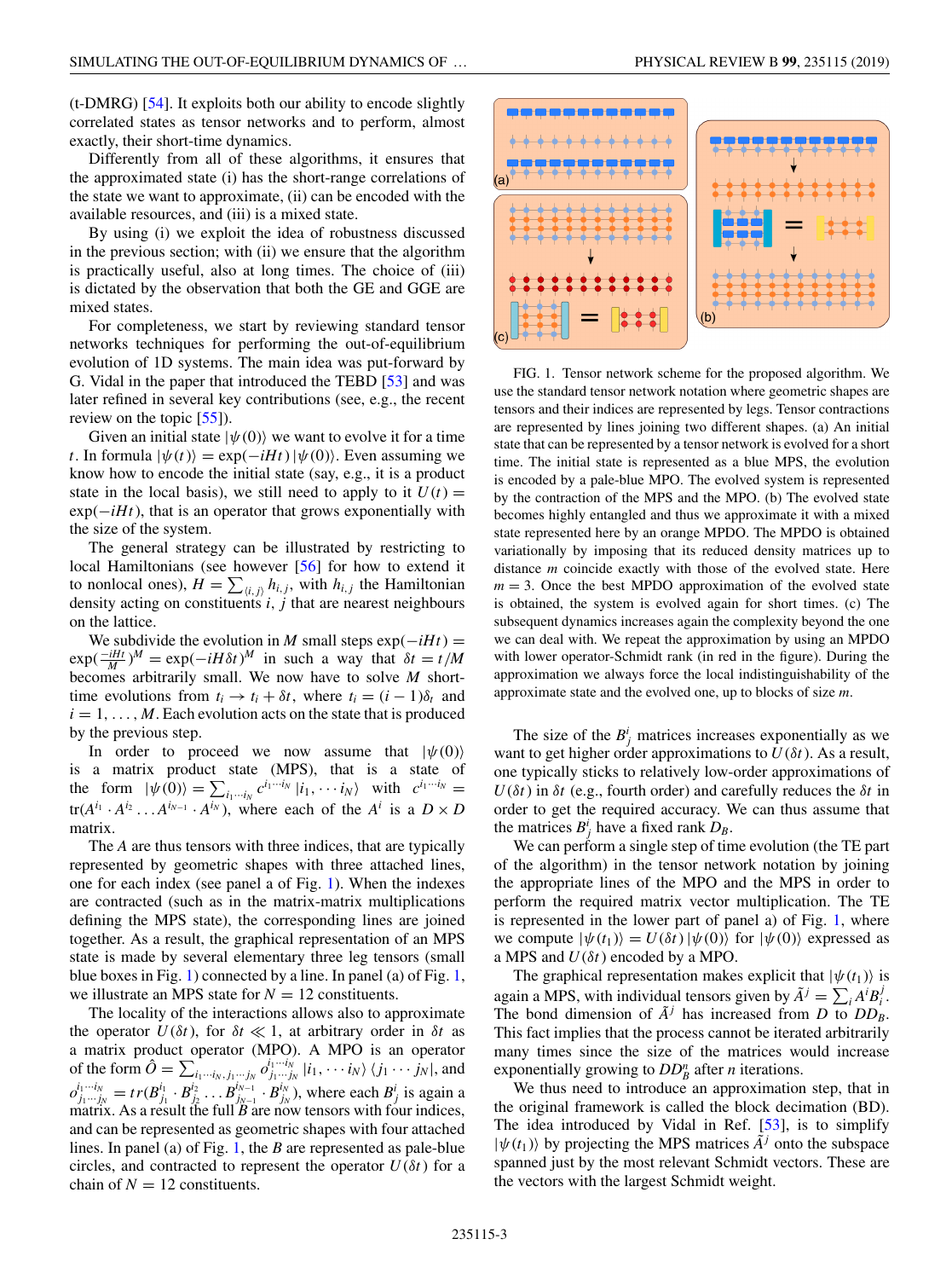(t-DMRG) [54]. It exploits both our ability to encode slightly correlated states as tensor networks and to perform, almost exactly, their short-time dynamics.

Differently from all of these algorithms, it ensures that the approximated state (i) has the short-range correlations of the state we want to approximate, (ii) can be encoded with the available resources, and (iii) is a mixed state.

By using (i) we exploit the idea of robustness discussed in the previous section; with (ii) we ensure that the algorithm is practically useful, also at long times. The choice of (iii) is dictated by the observation that both the GE and GGE are mixed states.

For completeness, we start by reviewing standard tensor networks techniques for performing the out-of-equilibrium evolution of 1D systems. The main idea was put-forward by G. Vidal in the paper that introduced the TEBD [53] and was later refined in several key contributions (see, e.g., the recent review on the topic [55]).

Given an initial state $|\psi(0)\rangle$ we want to evolve it for a time $t$. In formula $|\psi(t)\rangle = \exp(-iHt)|\psi(0)\rangle$. Even assuming we know how to encode the initial state (say, e.g., it is a product state in the local basis), we still need to apply to it $U(t) = \exp(-iHt)$, that is an operator that grows exponentially with the size of the system.

The general strategy can be illustrated by restricting to local Hamiltonians (see however [56] for how to extend it to nonlocal ones), $H = \sum_{\langle i,j\rangle} h_{i,j}$, with $h_{i,j}$ the Hamiltonian density acting on constituents $i$, $j$ that are nearest neighbours on the lattice.

We subdivide the evolution in $M$ small steps $\exp(-iHt) = \exp(\frac{-iHt}{M})^M = \exp(-iH\delta t)^M$ in such a way that $\delta t = t/M$ becomes arbitrarily small. We now have to solve $M$ short-time evolutions from $t_i \rightarrow t_i + \delta t$, where $t_i = (i-1)\delta_t$ and $i = 1, \ldots, M$. Each evolution acts on the state that is produced by the previous step.

In order to proceed we now assume that $|\psi(0)\rangle$ is a matrix product state (MPS), that is a state of the form $|\psi(0)\rangle = \sum_{i_1\cdots i_N} c^{i_1\cdots i_N}|i_1,\cdots i_N\rangle$ with $c^{i_1\cdots i_N} = \mathrm{tr}(A^{i_1}\cdot A^{i_2}\ldots A^{i_{N-1}}\cdot A^{i_N})$, where each of the $A^i$ is a $D\times D$ matrix.

The $A$ are thus tensors with three indices, that are typically represented by geometric shapes with three attached lines, one for each index (see panel a of Fig. 1). When the indexes are contracted (such as in the matrix-matrix multiplications defining the MPS state), the corresponding lines are joined together. As a result, the graphical representation of an MPS state is made by several elementary three leg tensors (small blue boxes in Fig. 1) connected by a line. In panel (a) of Fig. 1, we illustrate an MPS state for $N = 12$ constituents.

The locality of the interactions allows also to approximate the operator $U(\delta t)$, for $\delta t \ll 1$, at arbitrary order in $\delta t$ as a matrix product operator (MPO). A MPO is an operator of the form $\hat{O} = \sum_{i_1\cdots i_N, j_1\cdots j_N} o^{i_1\cdots i_N}_{j_1\cdots j_N}|i_1,\cdots i_N\rangle\langle j_1\cdots j_N|$, and $o^{i_1\cdots i_N}_{j_1\cdots j_N} = tr(B^{i_1}_{j_1}\cdot B^{i_2}_{j_2}\ldots B^{i_{N-1}}_{j_{N-1}}\cdot B^{i_N}_{j_N})$, where each $B^i_j$ is again a matrix. As a result the full $B$ are now tensors with four indices, and can be represented as geometric shapes with four attached lines. In panel (a) of Fig. 1, the $B$ are represented as pale-blue circles, and contracted to represent the operator $U(\delta t)$ for a chain of $N = 12$ constituents.

FIG. 1. Tensor network scheme for the proposed algorithm. We use the standard tensor network notation where geometric shapes are tensors and their indices are represented by legs. Tensor contractions are represented by lines joining two different shapes. (a) An initial state that can be represented by a tensor network is evolved for a short time. The initial state is represented as a blue MPS, the evolution is encoded by a pale-blue MPO. The evolved system is represented by the contraction of the MPS and the MPO. (b) The evolved state becomes highly entangled and thus we approximate it with a mixed state represented here by an orange MPDO. The MPDO is obtained variationally by imposing that its reduced density matrices up to distance $m$ coincide exactly with those of the evolved state. Here $m = 3$. Once the best MPDO approximation of the evolved state is obtained, the system is evolved again for short times. (c) The subsequent dynamics increases again the complexity beyond the one we can deal with. We repeat the approximation by using an MPDO with lower operator-Schmidt rank (in red in the figure). During the approximation we always force the local indistinguishability of the approximate state and the evolved one, up to blocks of size $m$.

The size of the $B^i_j$ matrices increases exponentially as we want to get higher order approximations to $U(\delta t)$. As a result, one typically sticks to relatively low-order approximations of $U(\delta t)$ in $\delta t$ (e.g., fourth order) and carefully reduces the $\delta t$ in order to get the required accuracy. We can thus assume that the matrices $B^i_j$ have a fixed rank $D_B$.

We can perform a single step of time evolution (the TE part of the algorithm) in the tensor network notation by joining the appropriate lines of the MPO and the MPS in order to perform the required matrix vector multiplication. The TE is represented in the lower part of panel a) of Fig. 1, where we compute $|\psi(t_1)\rangle = U(\delta t)|\psi(0)\rangle$ for $|\psi(0)\rangle$ expressed as a MPS and $U(\delta t)$ encoded by a MPO.

The graphical representation makes explicit that $|\psi(t_1)\rangle$ is again a MPS, with individual tensors given by $\tilde{A}^j = \sum_i A^i B^j_i$. The bond dimension of $\tilde{A}^j$ has increased from $D$ to $DD_B$. This fact implies that the process cannot be iterated arbitrarily many times since the size of the matrices would increase exponentially growing to $DD_B^n$ after $n$ iterations.

We thus need to introduce an approximation step, that in the original framework is called the block decimation (BD). The idea introduced by Vidal in Ref. [53], is to simplify $|\psi(t_1)\rangle$ by projecting the MPS matrices $\tilde{A}^j$ onto the subspace spanned just by the most relevant Schmidt vectors. These are the vectors with the largest Schmidt weight.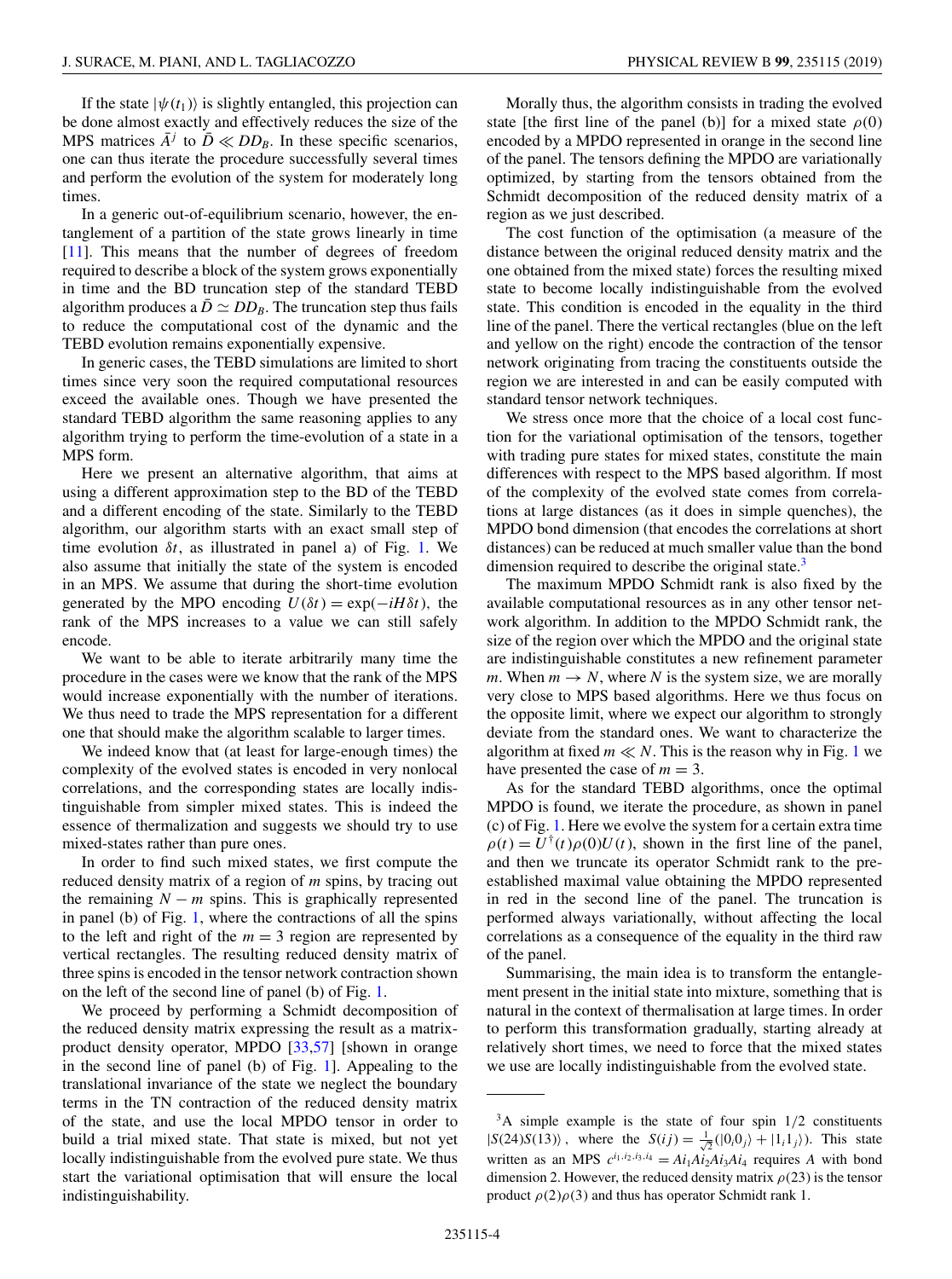If the state $|\psi(t_1)\rangle$ is slightly entangled, this projection can be done almost exactly and effectively reduces the size of the MPS matrices $\bar{A}^j$ to $\bar{D} \ll DD_B$. In these specific scenarios, one can thus iterate the procedure successfully several times and perform the evolution of the system for moderately long times.

In a generic out-of-equilibrium scenario, however, the entanglement of a partition of the state grows linearly in time [11]. This means that the number of degrees of freedom required to describe a block of the system grows exponentially in time and the BD truncation step of the standard TEBD algorithm produces a $\bar{D} \simeq DD_B$. The truncation step thus fails to reduce the computational cost of the dynamic and the TEBD evolution remains exponentially expensive.

In generic cases, the TEBD simulations are limited to short times since very soon the required computational resources exceed the available ones. Though we have presented the standard TEBD algorithm the same reasoning applies to any algorithm trying to perform the time-evolution of a state in a MPS form.

Here we present an alternative algorithm, that aims at using a different approximation step to the BD of the TEBD and a different encoding of the state. Similarly to the TEBD algorithm, our algorithm starts with an exact small step of time evolution $\delta t$, as illustrated in panel a) of Fig. 1. We also assume that initially the state of the system is encoded in an MPS. We assume that during the short-time evolution generated by the MPO encoding $U(\delta t) = \exp(-iH\delta t)$, the rank of the MPS increases to a value we can still safely encode.

We want to be able to iterate arbitrarily many time the procedure in the cases were we know that the rank of the MPS would increase exponentially with the number of iterations. We thus need to trade the MPS representation for a different one that should make the algorithm scalable to larger times.

We indeed know that (at least for large-enough times) the complexity of the evolved states is encoded in very nonlocal correlations, and the corresponding states are locally indistinguishable from simpler mixed states. This is indeed the essence of thermalization and suggests we should try to use mixed-states rather than pure ones.

In order to find such mixed states, we first compute the reduced density matrix of a region of $m$ spins, by tracing out the remaining $N - m$ spins. This is graphically represented in panel (b) of Fig. 1, where the contractions of all the spins to the left and right of the $m = 3$ region are represented by vertical rectangles. The resulting reduced density matrix of three spins is encoded in the tensor network contraction shown on the left of the second line of panel (b) of Fig. 1.

We proceed by performing a Schmidt decomposition of the reduced density matrix expressing the result as a matrix-product density operator, MPDO [33,57] [shown in orange in the second line of panel (b) of Fig. 1]. Appealing to the translational invariance of the state we neglect the boundary terms in the TN contraction of the reduced density matrix of the state, and use the local MPDO tensor in order to build a trial mixed state. That state is mixed, but not yet locally indistinguishable from the evolved pure state. We thus start the variational optimisation that will ensure the local indistinguishability.

Morally thus, the algorithm consists in trading the evolved state [the first line of the panel (b)] for a mixed state $\rho(0)$ encoded by a MPDO represented in orange in the second line of the panel. The tensors defining the MPDO are variationally optimized, by starting from the tensors obtained from the Schmidt decomposition of the reduced density matrix of a region as we just described.

The cost function of the optimisation (a measure of the distance between the original reduced density matrix and the one obtained from the mixed state) forces the resulting mixed state to become locally indistinguishable from the evolved state. This condition is encoded in the equality in the third line of the panel. There the vertical rectangles (blue on the left and yellow on the right) encode the contraction of the tensor network originating from tracing the constituents outside the region we are interested in and can be easily computed with standard tensor network techniques.

We stress once more that the choice of a local cost function for the variational optimisation of the tensors, together with trading pure states for mixed states, constitute the main differences with respect to the MPS based algorithm. If most of the complexity of the evolved state comes from correlations at large distances (as it does in simple quenches), the MPDO bond dimension (that encodes the correlations at short distances) can be reduced at much smaller value than the bond dimension required to describe the original state.[3]

The maximum MPDO Schmidt rank is also fixed by the available computational resources as in any other tensor network algorithm. In addition to the MPDO Schmidt rank, the size of the region over which the MPDO and the original state are indistinguishable constitutes a new refinement parameter $m$. When $m \to N$, where $N$ is the system size, we are morally very close to MPS based algorithms. Here we thus focus on the opposite limit, where we expect our algorithm to strongly deviate from the standard ones. We want to characterize the algorithm at fixed $m \ll N$. This is the reason why in Fig. 1 we have presented the case of $m = 3$.

As for the standard TEBD algorithms, once the optimal MPDO is found, we iterate the procedure, as shown in panel (c) of Fig. 1. Here we evolve the system for a certain extra time $\rho(t) = U^\dagger(t)\rho(0)U(t)$, shown in the first line of the panel, and then we truncate its operator Schmidt rank to the pre-established maximal value obtaining the MPDO represented in red in the second line of the panel. The truncation is performed always variationally, without affecting the local correlations as a consequence of the equality in the third raw of the panel.

Summarising, the main idea is to transform the entanglement present in the initial state into mixture, something that is natural in the context of thermalisation at large times. In order to perform this transformation gradually, starting already at relatively short times, we need to force that the mixed states we use are locally indistinguishable from the evolved state.

---

[3] A simple example is the state of four spin 1/2 constituents $|S(24)S(13)\rangle$, where the $S(ij) = \frac{1}{\sqrt{2}}(|0_i0_j\rangle + |1_i1_j\rangle)$. This state written as an MPS $c^{i_1,i_2,i_3,i_4} = Ai_1Ai_2Ai_3Ai_4$ requires $A$ with bond dimension 2. However, the reduced density matrix $\rho(23)$ is the tensor product $\rho(2)\rho(3)$ and thus has operator Schmidt rank 1.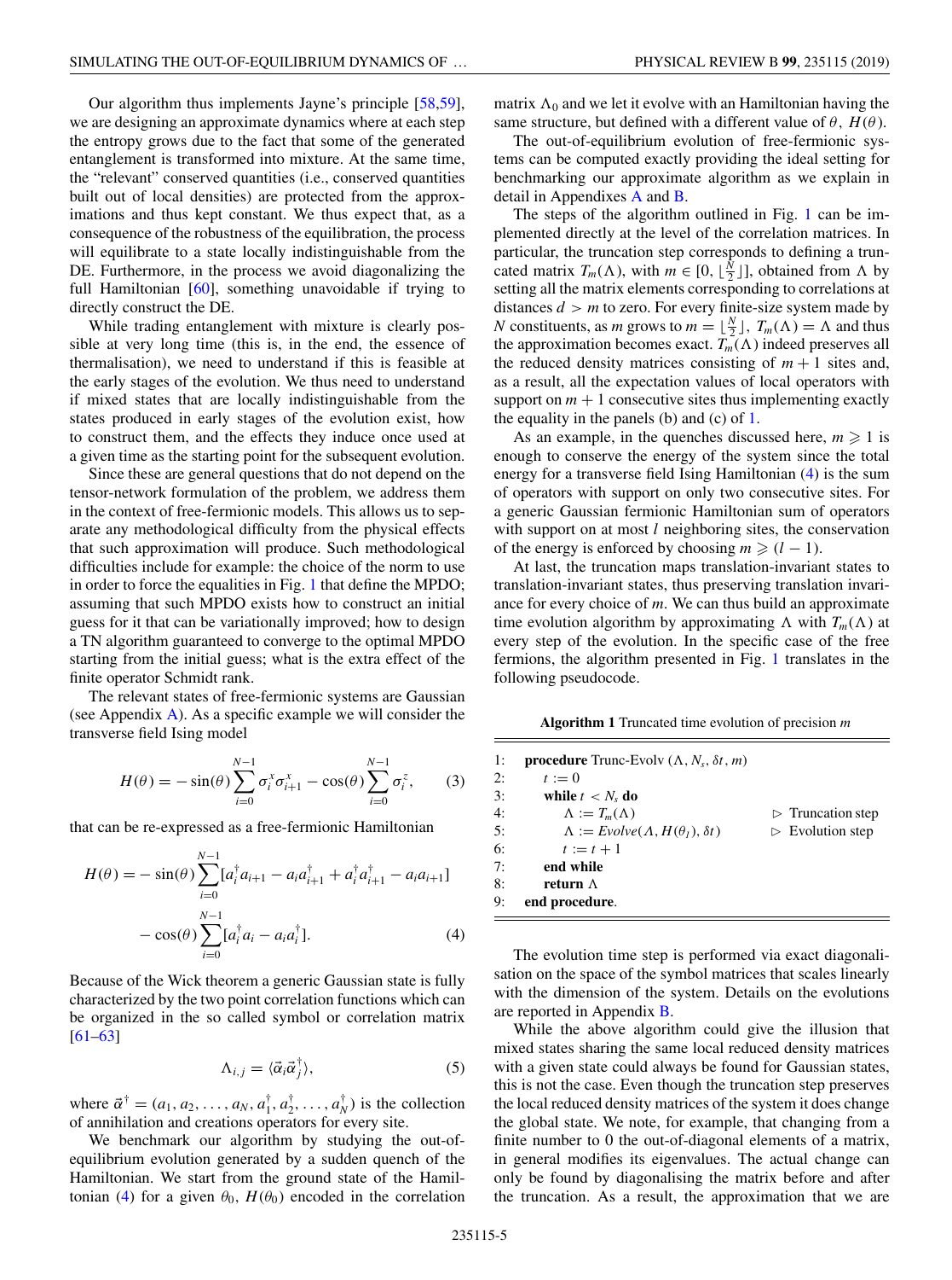Our algorithm thus implements Jayne's principle [58,59], we are designing an approximate dynamics where at each step the entropy grows due to the fact that some of the generated entanglement is transformed into mixture. At the same time, the "relevant" conserved quantities (i.e., conserved quantities built out of local densities) are protected from the approximations and thus kept constant. We thus expect that, as a consequence of the robustness of the equilibration, the process will equilibrate to a state locally indistinguishable from the DE. Furthermore, in the process we avoid diagonalizing the full Hamiltonian [60], something unavoidable if trying to directly construct the DE.

While trading entanglement with mixture is clearly possible at very long time (this is, in the end, the essence of thermalisation), we need to understand if this is feasible at the early stages of the evolution. We thus need to understand if mixed states that are locally indistinguishable from the states produced in early stages of the evolution exist, how to construct them, and the effects they induce once used at a given time as the starting point for the subsequent evolution.

Since these are general questions that do not depend on the tensor-network formulation of the problem, we address them in the context of free-fermionic models. This allows us to separate any methodological difficulty from the physical effects that such approximation will produce. Such methodological difficulties include for example: the choice of the norm to use in order to force the equalities in Fig. 1 that define the MPDO; assuming that such MPDO exists how to construct an initial guess for it that can be variationally improved; how to design a TN algorithm guaranteed to converge to the optimal MPDO starting from the initial guess; what is the extra effect of the finite operator Schmidt rank.

The relevant states of free-fermionic systems are Gaussian (see Appendix A). As a specific example we will consider the transverse field Ising model

$$H(\theta) = -\sin(\theta)\sum_{i=0}^{N-1}\sigma_i^x\sigma_{i+1}^x - \cos(\theta)\sum_{i=0}^{N-1}\sigma_i^z, \tag{3}$$

that can be re-expressed as a free-fermionic Hamiltonian

$$\begin{aligned}H(\theta) = &-\sin(\theta)\sum_{i=0}^{N-1}[a_i^\dagger a_{i+1} - a_i a_{i+1}^\dagger + a_i^\dagger a_{i+1}^\dagger - a_i a_{i+1}] \\ &-\cos(\theta)\sum_{i=0}^{N-1}[a_i^\dagger a_i - a_i a_i^\dagger].\end{aligned} \tag{4}$$

Because of the Wick theorem a generic Gaussian state is fully characterized by the two point correlation functions which can be organized in the so called symbol or correlation matrix [61–63]

$$\Lambda_{i,j} = \langle \vec{\alpha}_i \vec{\alpha}_j^\dagger \rangle, \tag{5}$$

where $\vec{\alpha}^\dagger = (a_1, a_2, \dots, a_N, a_1^\dagger, a_2^\dagger, \dots, a_N^\dagger)$ is the collection of annihilation and creations operators for every site.

We benchmark our algorithm by studying the out-of-equilibrium evolution generated by a sudden quench of the Hamiltonian. We start from the ground state of the Hamiltonian (4) for a given $\theta_0$, $H(\theta_0)$ encoded in the correlation matrix $\Lambda_0$ and we let it evolve with an Hamiltonian having the same structure, but defined with a different value of $\theta$, $H(\theta)$.

The out-of-equilibrium evolution of free-fermionic systems can be computed exactly providing the ideal setting for benchmarking our approximate algorithm as we explain in detail in Appendixes A and B.

The steps of the algorithm outlined in Fig. 1 can be implemented directly at the level of the correlation matrices. In particular, the truncation step corresponds to defining a truncated matrix $T_m(\Lambda)$, with $m \in [0, \lfloor \frac{N}{2} \rfloor]$, obtained from $\Lambda$ by setting all the matrix elements corresponding to correlations at distances $d > m$ to zero. For every finite-size system made by $N$ constituents, as $m$ grows to $m = \lfloor \frac{N}{2} \rfloor$, $T_m(\Lambda) = \Lambda$ and thus the approximation becomes exact. $T_m(\Lambda)$ indeed preserves all the reduced density matrices consisting of $m+1$ sites and, as a result, all the expectation values of local operators with support on $m+1$ consecutive sites thus implementing exactly the equality in the panels (b) and (c) of 1.

As an example, in the quenches discussed here, $m \geqslant 1$ is enough to conserve the energy of the system since the total energy for a transverse field Ising Hamiltonian (4) is the sum of operators with support on only two consecutive sites. For a generic Gaussian fermionic Hamiltonian sum of operators with support on at most $l$ neighboring sites, the conservation of the energy is enforced by choosing $m \geqslant (l-1)$.

At last, the truncation maps translation-invariant states to translation-invariant states, thus preserving translation invariance for every choice of $m$. We can thus build an approximate time evolution algorithm by approximating $\Lambda$ with $T_m(\Lambda)$ at every step of the evolution. In the specific case of the free fermions, the algorithm presented in Fig. 1 translates in the following pseudocode.

**Algorithm 1** Truncated time evolution of precision $m$

```
1:  procedure Trunc-Evolv (Λ, N_s, δt, m)
2:      t := 0
3:      while t < N_s do
4:          Λ := T_m(Λ)                       ▷ Truncation step
5:          Λ := Evolve(Λ, H(θ_l), δt)        ▷ Evolution step
6:          t := t + 1
7:      end while
8:      return Λ
9:  end procedure.
```

The evolution time step is performed via exact diagonalisation on the space of the symbol matrices that scales linearly with the dimension of the system. Details on the evolutions are reported in Appendix B.

While the above algorithm could give the illusion that mixed states sharing the same local reduced density matrices with a given state could always be found for Gaussian states, this is not the case. Even though the truncation step preserves the local reduced density matrices of the system it does change the global state. We note, for example, that changing from a finite number to 0 the out-of-diagonal elements of a matrix, in general modifies its eigenvalues. The actual change can only be found by diagonalising the matrix before and after the truncation. As a result, the approximation that we are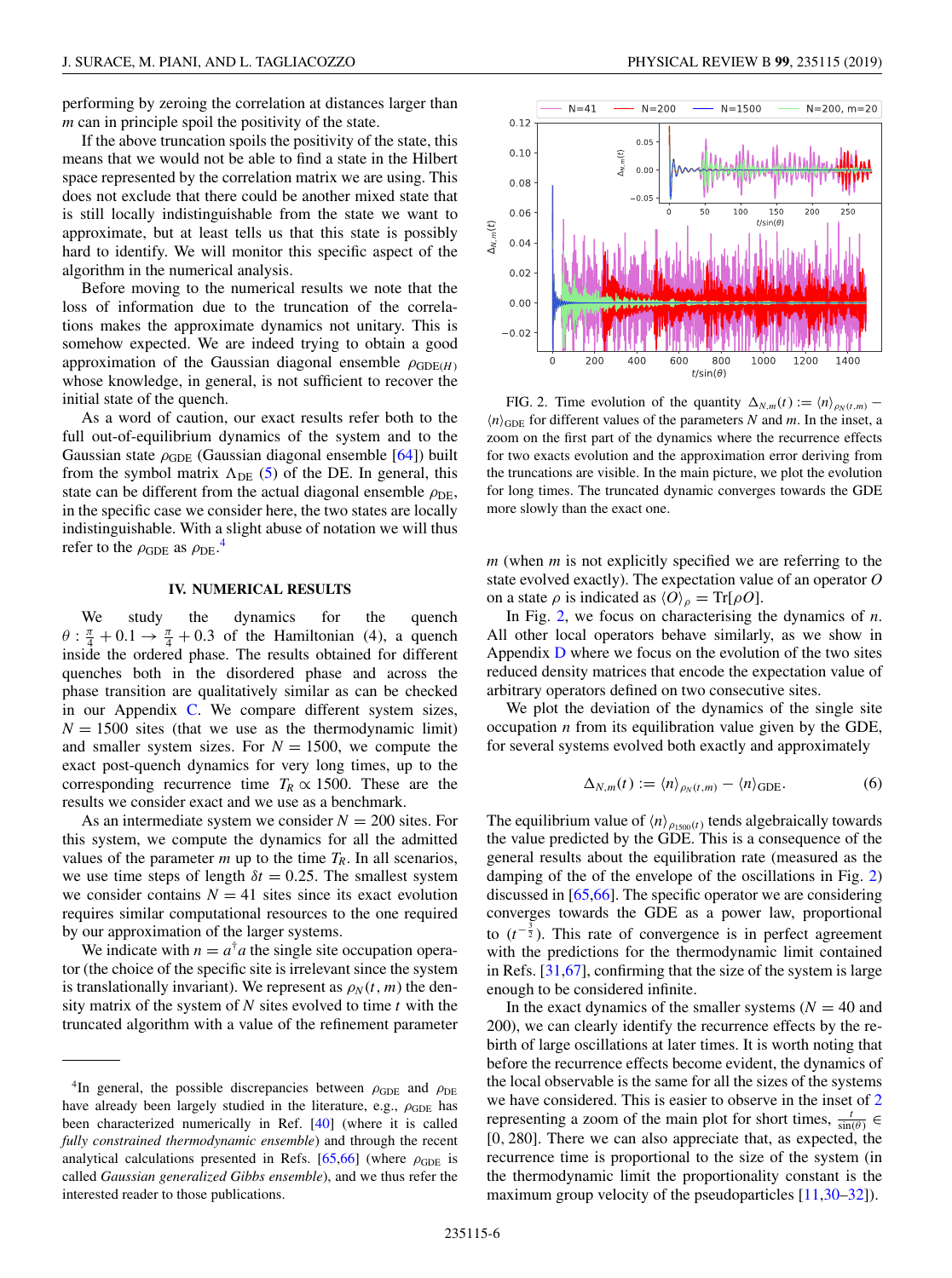performing by zeroing the correlation at distances larger than $m$ can in principle spoil the positivity of the state.

If the above truncation spoils the positivity of the state, this means that we would not be able to find a state in the Hilbert space represented by the correlation matrix we are using. This does not exclude that there could be another mixed state that is still locally indistinguishable from the state we want to approximate, but at least tells us that this state is possibly hard to identify. We will monitor this specific aspect of the algorithm in the numerical analysis.

Before moving to the numerical results we note that the loss of information due to the truncation of the correlations makes the approximate dynamics not unitary. This is somehow expected. We are indeed trying to obtain a good approximation of the Gaussian diagonal ensemble $\rho_{\mathrm{GDE}(H)}$ whose knowledge, in general, is not sufficient to recover the initial state of the quench.

As a word of caution, our exact results refer both to the full out-of-equilibrium dynamics of the system and to the Gaussian state $\rho_{\mathrm{GDE}}$ (Gaussian diagonal ensemble [64]) built from the symbol matrix $\Lambda_{\mathrm{DE}}$ (5) of the DE. In general, this state can be different from the actual diagonal ensemble $\rho_{\mathrm{DE}}$, in the specific case we consider here, the two states are locally indistinguishable. With a slight abuse of notation we will thus refer to the $\rho_{\mathrm{GDE}}$ as $\rho_{\mathrm{DE}}$.[4]

## IV. NUMERICAL RESULTS

We study the dynamics for the quench $\theta : \frac{\pi}{4} + 0.1 \to \frac{\pi}{4} + 0.3$ of the Hamiltonian (4), a quench inside the ordered phase. The results obtained for different quenches both in the disordered phase and across the phase transition are qualitatively similar as can be checked in our Appendix C. We compare different system sizes, $N = 1500$ sites (that we use as the thermodynamic limit) and smaller system sizes. For $N = 1500$, we compute the exact post-quench dynamics for very long times, up to the corresponding recurrence time $T_R \propto 1500$. These are the results we consider exact and we use as a benchmark.

As an intermediate system we consider $N = 200$ sites. For this system, we compute the dynamics for all the admitted values of the parameter $m$ up to the time $T_R$. In all scenarios, we use time steps of length $\delta t = 0.25$. The smallest system we consider contains $N = 41$ sites since its exact evolution requires similar computational resources to the one required by our approximation of the larger systems.

We indicate with $n = a^{\dagger}a$ the single site occupation operator (the choice of the specific site is irrelevant since the system is translationally invariant). We represent as $\rho_N(t, m)$ the density matrix of the system of $N$ sites evolved to time $t$ with the truncated algorithm with a value of the refinement parameter $m$ (when $m$ is not explicitly specified we are referring to the state evolved exactly). The expectation value of an operator $O$ on a state $\rho$ is indicated as $\langle O \rangle_{\rho} = \mathrm{Tr}[\rho O]$.

FIG. 2. Time evolution of the quantity $\Delta_{N,m}(t) := \langle n \rangle_{\rho_N(t,m)} - \langle n \rangle_{\mathrm{GDE}}$ for different values of the parameters $N$ and $m$. In the inset, a zoom on the first part of the dynamics where the recurrence effects for two exacts evolution and the approximation error deriving from the truncations are visible. In the main picture, we plot the evolution for long times. The truncated dynamic converges towards the GDE more slowly than the exact one.

In Fig. 2, we focus on characterising the dynamics of $n$. All other local operators behave similarly, as we show in Appendix D where we focus on the evolution of the two sites reduced density matrices that encode the expectation value of arbitrary operators defined on two consecutive sites.

We plot the deviation of the dynamics of the single site occupation $n$ from its equilibration value given by the GDE, for several systems evolved both exactly and approximately

$$\Delta_{N,m}(t) := \langle n \rangle_{\rho_N(t,m)} - \langle n \rangle_{\mathrm{GDE}}. \tag{6}$$

The equilibrium value of $\langle n \rangle_{\rho_{1500}(t)}$ tends algebraically towards the value predicted by the GDE. This is a consequence of the general results about the equilibration rate (measured as the damping of the of the envelope of the oscillations in Fig. 2) discussed in [65,66]. The specific operator we are considering converges towards the GDE as a power law, proportional to $(t^{-\frac{3}{2}})$. This rate of convergence is in perfect agreement with the predictions for the thermodynamic limit contained in Refs. [31,67], confirming that the size of the system is large enough to be considered infinite.

In the exact dynamics of the smaller systems ($N = 40$ and 200), we can clearly identify the recurrence effects by the rebirth of large oscillations at later times. It is worth noting that before the recurrence effects become evident, the dynamics of the local observable is the same for all the sizes of the systems we have considered. This is easier to observe in the inset of 2 representing a zoom of the main plot for short times, $\frac{t}{\sin(\theta)} \in [0, 280]$. There we can also appreciate that, as expected, the recurrence time is proportional to the size of the system (in the thermodynamic limit the proportionality constant is the maximum group velocity of the pseudoparticles [11,30–32]).

[4] In general, the possible discrepancies between $\rho_{\mathrm{GDE}}$ and $\rho_{\mathrm{DE}}$ have already been largely studied in the literature, e.g., $\rho_{\mathrm{GDE}}$ has been characterized numerically in Ref. [40] (where it is called *fully constrained thermodynamic ensemble*) and through the recent analytical calculations presented in Refs. [65,66] (where $\rho_{\mathrm{GDE}}$ is called *Gaussian generalized Gibbs ensemble*), and we thus refer the interested reader to those publications.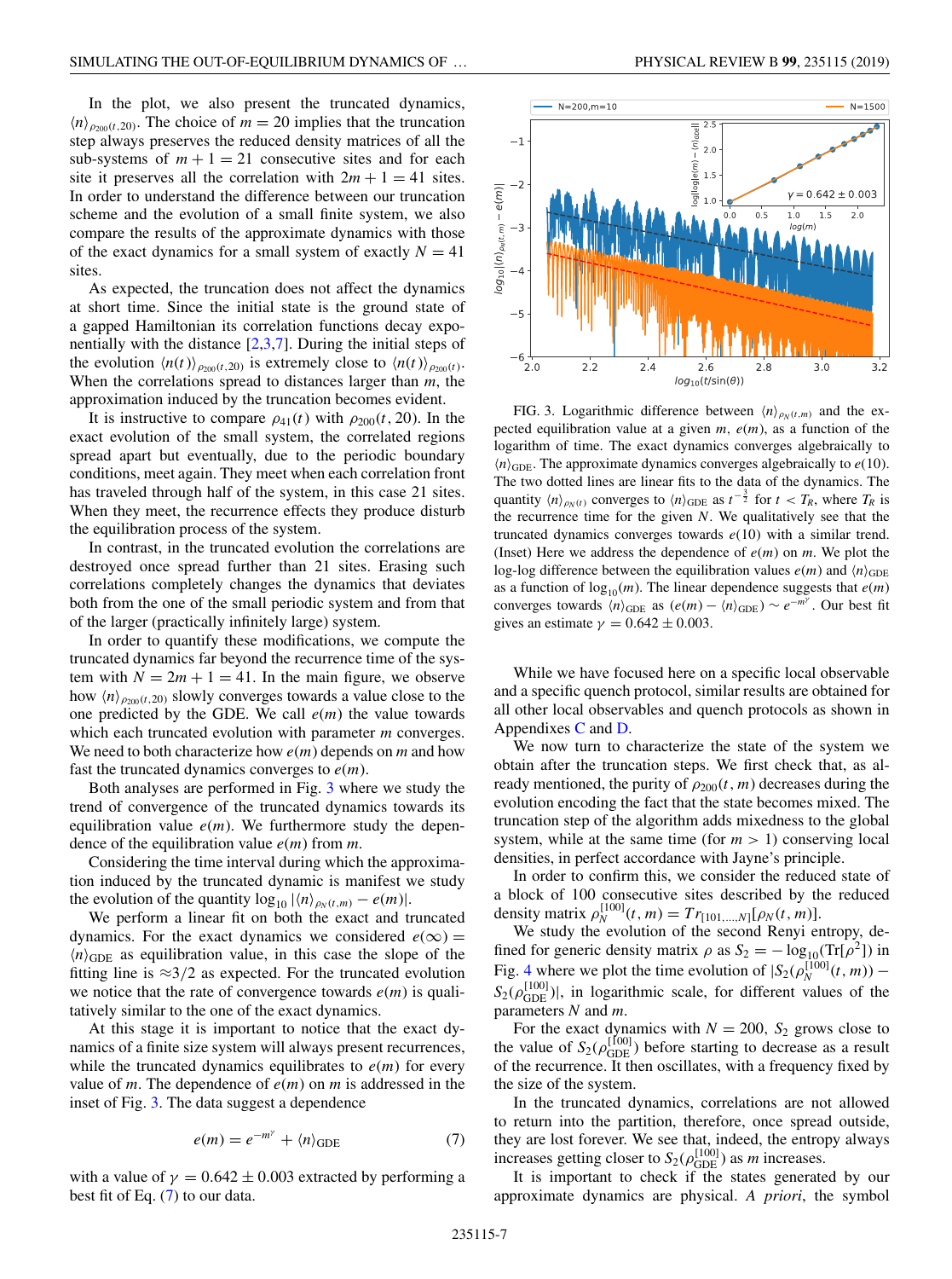In the plot, we also present the truncated dynamics, $\langle n\rangle_{\rho_{200}(t,20)}$. The choice of $m = 20$ implies that the truncation step always preserves the reduced density matrices of all the sub-systems of $m + 1 = 21$ consecutive sites and for each site it preserves all the correlation with $2m + 1 = 41$ sites. In order to understand the difference between our truncation scheme and the evolution of a small finite system, we also compare the results of the approximate dynamics with those of the exact dynamics for a small system of exactly $N = 41$ sites.

As expected, the truncation does not affect the dynamics at short time. Since the initial state is the ground state of a gapped Hamiltonian its correlation functions decay exponentially with the distance [2,3,7]. During the initial steps of the evolution $\langle n(t)\rangle_{\rho_{200}(t,20)}$ is extremely close to $\langle n(t)\rangle_{\rho_{200}(t)}$. When the correlations spread to distances larger than $m$, the approximation induced by the truncation becomes evident.

It is instructive to compare $\rho_{41}(t)$ with $\rho_{200}(t, 20)$. In the exact evolution of the small system, the correlated regions spread apart but eventually, due to the periodic boundary conditions, meet again. They meet when each correlation front has traveled through half of the system, in this case 21 sites. When they meet, the recurrence effects they produce disturb the equilibration process of the system.

In contrast, in the truncated evolution the correlations are destroyed once spread further than 21 sites. Erasing such correlations completely changes the dynamics that deviates both from the one of the small periodic system and from that of the larger (practically infinitely large) system.

In order to quantify these modifications, we compute the truncated dynamics far beyond the recurrence time of the system with $N = 2m + 1 = 41$. In the main figure, we observe how $\langle n\rangle_{\rho_{200}(t,20)}$ slowly converges towards a value close to the one predicted by the GDE. We call $e(m)$ the value towards which each truncated evolution with parameter $m$ converges. We need to both characterize how $e(m)$ depends on $m$ and how fast the truncated dynamics converges to $e(m)$.

Both analyses are performed in Fig. 3 where we study the trend of convergence of the truncated dynamics towards its equilibration value $e(m)$. We furthermore study the dependence of the equilibration value $e(m)$ from $m$.

Considering the time interval during which the approximation induced by the truncated dynamic is manifest we study the evolution of the quantity $\log_{10}|\langle n\rangle_{\rho_N(t,m)} - e(m)|$.

We perform a linear fit on both the exact and truncated dynamics. For the exact dynamics we considered $e(\infty) = \langle n\rangle_{\mathrm{GDE}}$ as equilibration value, in this case the slope of the fitting line is $\approx 3/2$ as expected. For the truncated evolution we notice that the rate of convergence towards $e(m)$ is qualitatively similar to the one of the exact dynamics.

At this stage it is important to notice that the exact dynamics of a finite size system will always present recurrences, while the truncated dynamics equilibrates to $e(m)$ for every value of $m$. The dependence of $e(m)$ on $m$ is addressed in the inset of Fig. 3. The data suggest a dependence

$$e(m) = e^{-m^{\gamma}} + \langle n\rangle_{\mathrm{GDE}} \tag{7}$$

with a value of $\gamma = 0.642 \pm 0.003$ extracted by performing a best fit of Eq. (7) to our data.

FIG. 3. Logarithmic difference between $\langle n\rangle_{\rho_N(t,m)}$ and the expected equilibration value at a given $m$, $e(m)$, as a function of the logarithm of time. The exact dynamics converges algebraically to $\langle n\rangle_{\mathrm{GDE}}$. The approximate dynamics converges algebraically to $e(10)$. The two dotted lines are linear fits to the data of the dynamics. The quantity $\langle n\rangle_{\rho_N(t)}$ converges to $\langle n\rangle_{\mathrm{GDE}}$ as $t^{-\frac{3}{2}}$ for $t < T_R$, where $T_R$ is the recurrence time for the given $N$. We qualitatively see that the truncated dynamics converges towards $e(10)$ with a similar trend. (Inset) Here we address the dependence of $e(m)$ on $m$. We plot the log-log difference between the equilibration values $e(m)$ and $\langle n\rangle_{\mathrm{GDE}}$ as a function of $\log_{10}(m)$. The linear dependence suggests that $e(m)$ converges towards $\langle n\rangle_{\mathrm{GDE}}$ as $(e(m) - \langle n\rangle_{\mathrm{GDE}}) \sim e^{-m^{\gamma}}$. Our best fit gives an estimate $\gamma = 0.642 \pm 0.003$.

While we have focused here on a specific local observable and a specific quench protocol, similar results are obtained for all other local observables and quench protocols as shown in Appendixes C and D.

We now turn to characterize the state of the system we obtain after the truncation steps. We first check that, as already mentioned, the purity of $\rho_{200}(t, m)$ decreases during the evolution encoding the fact that the state becomes mixed. The truncation step of the algorithm adds mixedness to the global system, while at the same time (for $m > 1$) conserving local densities, in perfect accordance with Jayne's principle.

In order to confirm this, we consider the reduced state of a block of 100 consecutive sites described by the reduced density matrix $\rho_N^{[100]}(t, m) = Tr_{[101,\ldots,N]}[\rho_N(t, m)]$.

We study the evolution of the second Renyi entropy, defined for generic density matrix $\rho$ as $S_2 = -\log_{10}(\mathrm{Tr}[\rho^2])$ in Fig. 4 where we plot the time evolution of $|S_2(\rho_N^{[100]}(t, m)) - S_2(\rho_{\mathrm{GDE}}^{[100]})|$, in logarithmic scale, for different values of the parameters $N$ and $m$.

For the exact dynamics with $N = 200$, $S_2$ grows close to the value of $S_2(\rho_{\mathrm{GDE}}^{[100]})$ before starting to decrease as a result of the recurrence. It then oscillates, with a frequency fixed by the size of the system.

In the truncated dynamics, correlations are not allowed to return into the partition, therefore, once spread outside, they are lost forever. We see that, indeed, the entropy always increases getting closer to $S_2(\rho_{\mathrm{GDE}}^{[100]})$ as $m$ increases.

It is important to check if the states generated by our approximate dynamics are physical. *A priori*, the symbol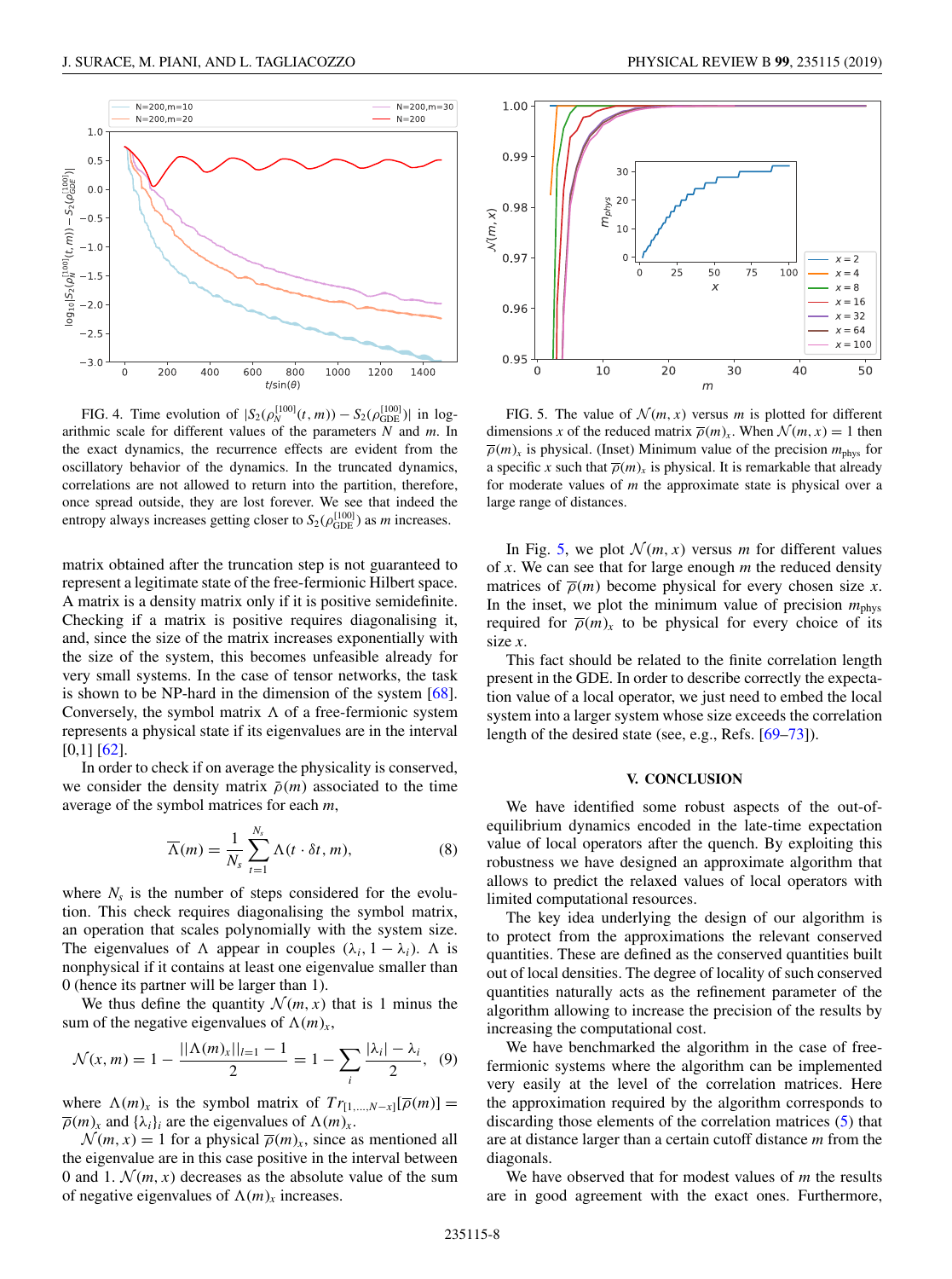FIG. 4. Time evolution of $|S_2(\rho_N^{[100]}(t,m)) - S_2(\rho_{\rm GDE}^{[100]})|$ in logarithmic scale for different values of the parameters $N$ and $m$. In the exact dynamics, the recurrence effects are evident from the oscillatory behavior of the dynamics. In the truncated dynamics, correlations are not allowed to return into the partition, therefore, once spread outside, they are lost forever. We see that indeed the entropy always increases getting closer to $S_2(\rho_{\rm GDE}^{[100]})$ as $m$ increases.

matrix obtained after the truncation step is not guaranteed to represent a legitimate state of the free-fermionic Hilbert space. A matrix is a density matrix only if it is positive semidefinite. Checking if a matrix is positive requires diagonalising it, and, since the size of the matrix increases exponentially with the size of the system, this becomes unfeasible already for very small systems. In the case of tensor networks, the task is shown to be NP-hard in the dimension of the system [68]. Conversely, the symbol matrix $\Lambda$ of a free-fermionic system represents a physical state if its eigenvalues are in the interval [0,1] [62].

In order to check if on average the physicality is conserved, we consider the density matrix $\bar{\rho}(m)$ associated to the time average of the symbol matrices for each $m$,

$$\overline{\Lambda}(m) = \frac{1}{N_s}\sum_{t=1}^{N_s}\Lambda(t\cdot\delta t, m), \tag{8}$$

where $N_s$ is the number of steps considered for the evolution. This check requires diagonalising the symbol matrix, an operation that scales polynomially with the system size. The eigenvalues of $\Lambda$ appear in couples $(\lambda_i, 1-\lambda_i)$. $\Lambda$ is nonphysical if it contains at least one eigenvalue smaller than 0 (hence its partner will be larger than 1).

We thus define the quantity $\mathcal{N}(m,x)$ that is 1 minus the sum of the negative eigenvalues of $\Lambda(m)_x$,

$$\mathcal{N}(x,m) = 1 - \frac{||\Lambda(m)_x||_{l=1} - 1}{2} = 1 - \sum_i \frac{|\lambda_i| - \lambda_i}{2}, \tag{9}$$

where $\Lambda(m)_x$ is the symbol matrix of $Tr_{[1,\ldots,N-x]}[\overline{\rho}(m)] = \overline{\rho}(m)_x$ and $\{\lambda_i\}_i$ are the eigenvalues of $\Lambda(m)_x$.

$\mathcal{N}(m,x) = 1$ for a physical $\overline{\rho}(m)_x$, since as mentioned all the eigenvalue are in this case positive in the interval between 0 and 1. $\mathcal{N}(m,x)$ decreases as the absolute value of the sum of negative eigenvalues of $\Lambda(m)_x$ increases.

FIG. 5. The value of $\mathcal{N}(m,x)$ versus $m$ is plotted for different dimensions $x$ of the reduced matrix $\overline{\rho}(m)_x$. When $\mathcal{N}(m,x) = 1$ then $\overline{\rho}(m)_x$ is physical. (Inset) Minimum value of the precision $m_{\rm phys}$ for a specific $x$ such that $\overline{\rho}(m)_x$ is physical. It is remarkable that already for moderate values of $m$ the approximate state is physical over a large range of distances.

In Fig. 5, we plot $\mathcal{N}(m,x)$ versus $m$ for different values of $x$. We can see that for large enough $m$ the reduced density matrices of $\overline{\rho}(m)$ become physical for every chosen size $x$. In the inset, we plot the minimum value of precision $m_{\rm phys}$ required for $\overline{\rho}(m)_x$ to be physical for every choice of its size $x$.

This fact should be related to the finite correlation length present in the GDE. In order to describe correctly the expectation value of a local operator, we just need to embed the local system into a larger system whose size exceeds the correlation length of the desired state (see, e.g., Refs. [69–73]).

## V. CONCLUSION

We have identified some robust aspects of the out-of-equilibrium dynamics encoded in the late-time expectation value of local operators after the quench. By exploiting this robustness we have designed an approximate algorithm that allows to predict the relaxed values of local operators with limited computational resources.

The key idea underlying the design of our algorithm is to protect from the approximations the relevant conserved quantities. These are defined as the conserved quantities built out of local densities. The degree of locality of such conserved quantities naturally acts as the refinement parameter of the algorithm allowing to increase the precision of the results by increasing the computational cost.

We have benchmarked the algorithm in the case of free-fermionic systems where the algorithm can be implemented very easily at the level of the correlation matrices. Here the approximation required by the algorithm corresponds to discarding those elements of the correlation matrices (5) that are at distance larger than a certain cutoff distance $m$ from the diagonals.

We have observed that for modest values of $m$ the results are in good agreement with the exact ones. Furthermore,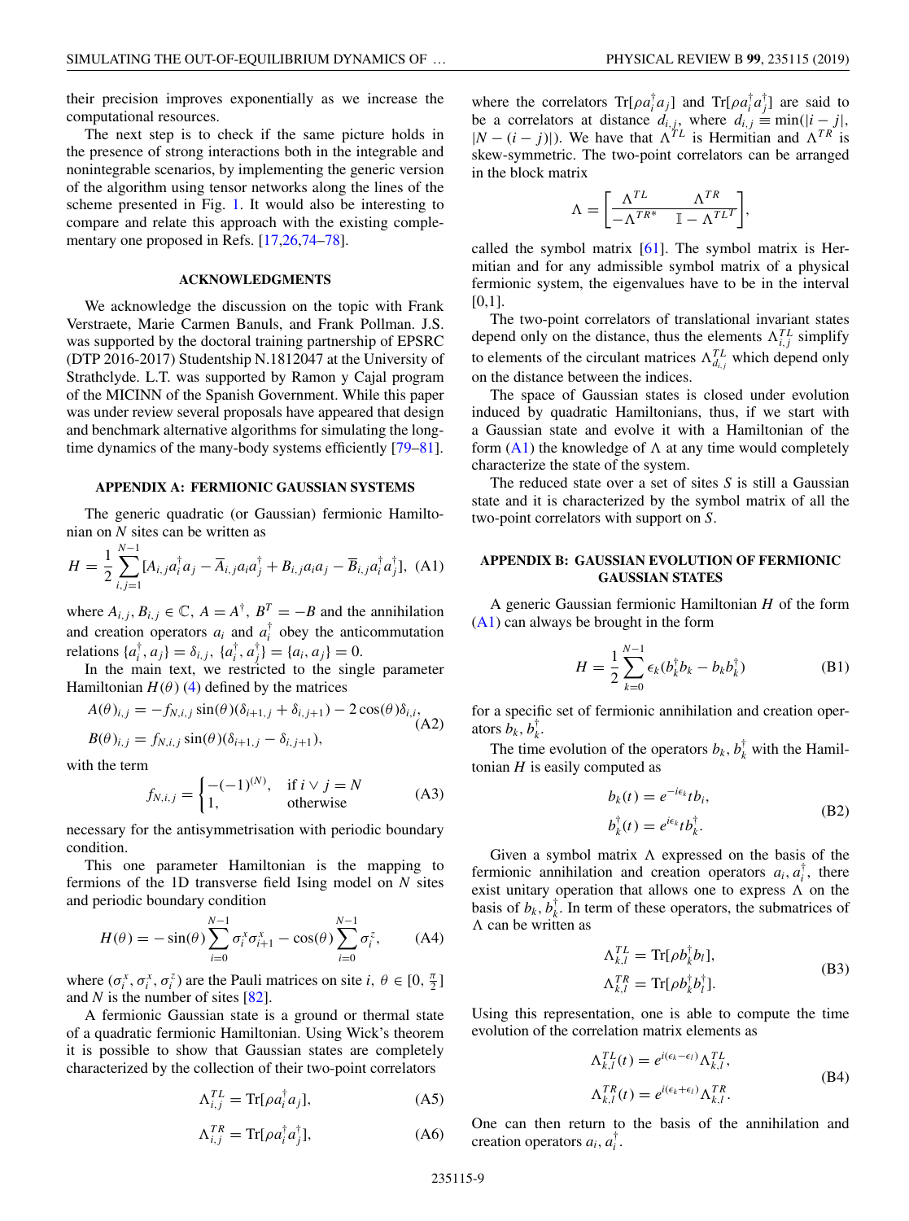their precision improves exponentially as we increase the computational resources.

The next step is to check if the same picture holds in the presence of strong interactions both in the integrable and nonintegrable scenarios, by implementing the generic version of the algorithm using tensor networks along the lines of the scheme presented in Fig. 1. It would also be interesting to compare and relate this approach with the existing complementary one proposed in Refs. [17,26,74–78].

## ACKNOWLEDGMENTS

We acknowledge the discussion on the topic with Frank Verstraete, Marie Carmen Banuls, and Frank Pollman. J.S. was supported by the doctoral training partnership of EPSRC (DTP 2016-2017) Studentship N.1812047 at the University of Strathclyde. L.T. was supported by Ramon y Cajal program of the MICINN of the Spanish Government. While this paper was under review several proposals have appeared that design and benchmark alternative algorithms for simulating the long-time dynamics of the many-body systems efficiently [79–81].

## APPENDIX A: FERMIONIC GAUSSIAN SYSTEMS

The generic quadratic (or Gaussian) fermionic Hamiltonian on $N$ sites can be written as

$$H = \frac{1}{2}\sum_{i,j=1}^{N-1}[A_{i,j}a_i^\dagger a_j - \overline{A}_{i,j}a_i a_j^\dagger + B_{i,j}a_i a_j - \overline{B}_{i,j}a_i^\dagger a_j^\dagger], \quad \text{(A1)}$$

where $A_{i,j}, B_{i,j} \in \mathbb{C}$, $A = A^\dagger$, $B^T = -B$ and the annihilation and creation operators $a_i$ and $a_i^\dagger$ obey the anticommutation relations $\{a_i^\dagger, a_j\} = \delta_{i,j}$, $\{a_i^\dagger, a_j^\dagger\} = \{a_i, a_j\} = 0$.

In the main text, we restricted to the single parameter Hamiltonian $H(\theta)$ (4) defined by the matrices

$$\begin{aligned} A(\theta)_{i,j} &= -f_{N,i,j}\sin(\theta)(\delta_{i+1,j} + \delta_{i,j+1}) - 2\cos(\theta)\delta_{i,i}, \\ B(\theta)_{i,j} &= f_{N,i,j}\sin(\theta)(\delta_{i+1,j} - \delta_{i,j+1}), \end{aligned} \quad \text{(A2)}$$

with the term

$$f_{N,i,j} = \begin{cases} -(-1)^{(N)}, & \text{if } i \vee j = N \\ 1, & \text{otherwise} \end{cases} \quad \text{(A3)}$$

necessary for the antisymmetrisation with periodic boundary condition.

This one parameter Hamiltonian is the mapping to fermions of the 1D transverse field Ising model on $N$ sites and periodic boundary condition

$$H(\theta) = -\sin(\theta)\sum_{i=0}^{N-1}\sigma_i^x\sigma_{i+1}^x - \cos(\theta)\sum_{i=0}^{N-1}\sigma_i^z, \quad \text{(A4)}$$

where $(\sigma_i^x, \sigma_i^x, \sigma_i^z)$ are the Pauli matrices on site $i$, $\theta \in [0, \frac{\pi}{2}]$ and $N$ is the number of sites [82].

A fermionic Gaussian state is a ground or thermal state of a quadratic fermionic Hamiltonian. Using Wick's theorem it is possible to show that Gaussian states are completely characterized by the collection of their two-point correlators

$$\Lambda_{i,j}^{TL} = \mathrm{Tr}[\rho a_i^\dagger a_j], \quad \text{(A5)}$$

$$\Lambda_{i,j}^{TR} = \mathrm{Tr}[\rho a_i^\dagger a_j^\dagger], \quad \text{(A6)}$$

where the correlators $\mathrm{Tr}[\rho a_i^\dagger a_j]$ and $\mathrm{Tr}[\rho a_i^\dagger a_j^\dagger]$ are said to be a correlators at distance $d_{i,j}$, where $d_{i,j} \equiv \min(|i-j|, |N-(i-j)|)$. We have that $\Lambda^{TL}$ is Hermitian and $\Lambda^{TR}$ is skew-symmetric. The two-point correlators can be arranged in the block matrix

$$\Lambda = \left[\begin{array}{c|c} \Lambda^{TL} & \Lambda^{TR} \\ \hline -\Lambda^{TR*} & \mathbb{I} - \Lambda^{TL^T} \end{array}\right],$$

called the symbol matrix [61]. The symbol matrix is Hermitian and for any admissible symbol matrix of a physical fermionic system, the eigenvalues have to be in the interval [0,1].

The two-point correlators of translational invariant states depend only on the distance, thus the elements $\Lambda_{i,j}^{TL}$ simplify to elements of the circulant matrices $\Lambda_{d_{i,j}}^{TL}$ which depend only on the distance between the indices.

The space of Gaussian states is closed under evolution induced by quadratic Hamiltonians, thus, if we start with a Gaussian state and evolve it with a Hamiltonian of the form (A1) the knowledge of $\Lambda$ at any time would completely characterize the state of the system.

The reduced state over a set of sites $S$ is still a Gaussian state and it is characterized by the symbol matrix of all the two-point correlators with support on $S$.

## APPENDIX B: GAUSSIAN EVOLUTION OF FERMIONIC GAUSSIAN STATES

A generic Gaussian fermionic Hamiltonian $H$ of the form (A1) can always be brought in the form

$$H = \frac{1}{2}\sum_{k=0}^{N-1}\epsilon_k(b_k^\dagger b_k - b_k b_k^\dagger) \quad \text{(B1)}$$

for a specific set of fermionic annihilation and creation operators $b_k, b_k^\dagger$.

The time evolution of the operators $b_k, b_k^\dagger$ with the Hamiltonian $H$ is easily computed as

$$\begin{aligned} b_k(t) &= e^{-i\epsilon_k}t b_i, \\ b_k^\dagger(t) &= e^{i\epsilon_k}t b_k^\dagger. \end{aligned} \quad \text{(B2)}$$

Given a symbol matrix $\Lambda$ expressed on the basis of the fermionic annihilation and creation operators $a_i, a_i^\dagger$, there exist unitary operation that allows one to express $\Lambda$ on the basis of $b_k, b_k^\dagger$. In term of these operators, the submatrices of $\Lambda$ can be written as

$$\begin{aligned} \Lambda_{k,l}^{TL} &= \mathrm{Tr}[\rho b_k^\dagger b_l], \\ \Lambda_{k,l}^{TR} &= \mathrm{Tr}[\rho b_k^\dagger b_l^\dagger]. \end{aligned} \quad \text{(B3)}$$

Using this representation, one is able to compute the time evolution of the correlation matrix elements as

$$\begin{aligned} \Lambda_{k,l}^{TL}(t) &= e^{i(\epsilon_k - \epsilon_l)}\Lambda_{k,l}^{TL}, \\ \Lambda_{k,l}^{TR}(t) &= e^{i(\epsilon_k + \epsilon_l)}\Lambda_{k,l}^{TR}. \end{aligned} \quad \text{(B4)}$$

One can then return to the basis of the annihilation and creation operators $a_i, a_i^\dagger$.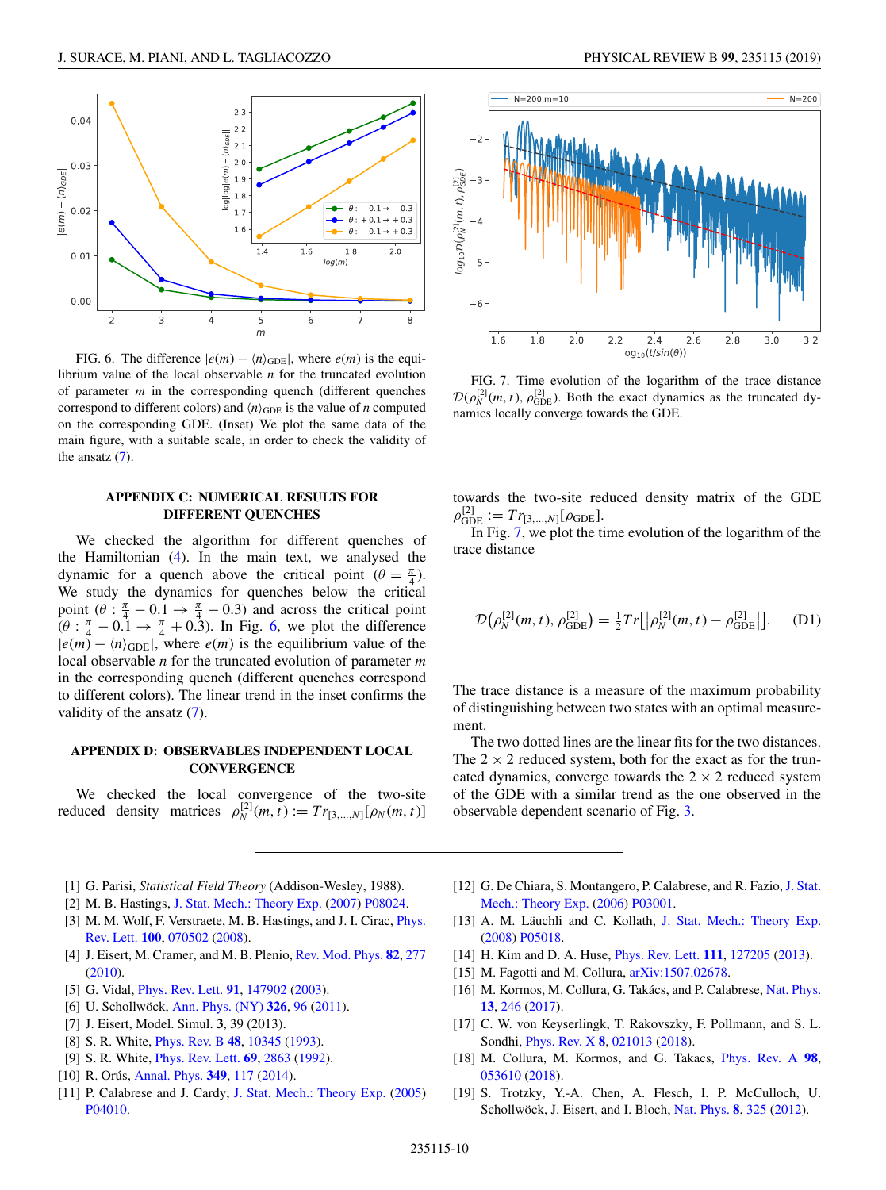FIG. 6. The difference $|e(m) - \langle n \rangle_{\text{GDE}}|$, where $e(m)$ is the equilibrium value of the local observable $n$ for the truncated evolution of parameter $m$ in the corresponding quench (different quenches correspond to different colors) and $\langle n \rangle_{\text{GDE}}$ is the value of $n$ computed on the corresponding GDE. (Inset) We plot the same data of the main figure, with a suitable scale, in order to check the validity of the ansatz (7).

FIG. 7. Time evolution of the logarithm of the trace distance $\mathcal{D}(\rho_N^{[2]}(m,t), \rho_{\text{GDE}}^{[2]})$. Both the exact dynamics as the truncated dynamics locally converge towards the GDE.

## APPENDIX C: NUMERICAL RESULTS FOR DIFFERENT QUENCHES

We checked the algorithm for different quenches of the Hamiltonian (4). In the main text, we analysed the dynamic for a quench above the critical point ($\theta = \frac{\pi}{4}$). We study the dynamics for quenches below the critical point ($\theta : \frac{\pi}{4} - 0.1 \rightarrow \frac{\pi}{4} - 0.3$) and across the critical point ($\theta : \frac{\pi}{4} - 0.1 \rightarrow \frac{\pi}{4} + 0.3$). In Fig. 6, we plot the difference $|e(m) - \langle n \rangle_{\text{GDE}}|$, where $e(m)$ is the equilibrium value of the local observable $n$ for the truncated evolution of parameter $m$ in the corresponding quench (different quenches correspond to different colors). The linear trend in the inset confirms the validity of the ansatz (7).

## APPENDIX D: OBSERVABLES INDEPENDENT LOCAL CONVERGENCE

We checked the local convergence of the two-site reduced density matrices $\rho_N^{[2]}(m,t) := Tr_{[3,\ldots,N]}[\rho_N(m,t)]$ towards the two-site reduced density matrix of the GDE $\rho_{\text{GDE}}^{[2]} := Tr_{[3,\ldots,N]}[\rho_{\text{GDE}}]$.

In Fig. 7, we plot the time evolution of the logarithm of the trace distance

$$\mathcal{D}\big(\rho_N^{[2]}(m,t), \rho_{\text{GDE}}^{[2]}\big) = \tfrac{1}{2}Tr\big[\big|\rho_N^{[2]}(m,t) - \rho_{\text{GDE}}^{[2]}\big|\big]. \quad \text{(D1)}$$

The trace distance is a measure of the maximum probability of distinguishing between two states with an optimal measurement.

The two dotted lines are the linear fits for the two distances. The $2 \times 2$ reduced system, both for the exact as for the truncated dynamics, converge towards the $2 \times 2$ reduced system of the GDE with a similar trend as the one observed in the observable dependent scenario of Fig. 3.

---

[1] G. Parisi, *Statistical Field Theory* (Addison-Wesley, 1988).
[2] M. B. Hastings, J. Stat. Mech.: Theory Exp. (2007) P08024.
[3] M. M. Wolf, F. Verstraete, M. B. Hastings, and J. I. Cirac, Phys. Rev. Lett. **100**, 070502 (2008).
[4] J. Eisert, M. Cramer, and M. B. Plenio, Rev. Mod. Phys. **82**, 277 (2010).
[5] G. Vidal, Phys. Rev. Lett. **91**, 147902 (2003).
[6] U. Schollwöck, Ann. Phys. (NY) **326**, 96 (2011).
[7] J. Eisert, Model. Simul. **3**, 39 (2013).
[8] S. R. White, Phys. Rev. B **48**, 10345 (1993).
[9] S. R. White, Phys. Rev. Lett. **69**, 2863 (1992).
[10] R. Orús, Annal. Phys. **349**, 117 (2014).
[11] P. Calabrese and J. Cardy, J. Stat. Mech.: Theory Exp. (2005) P04010.
[12] G. De Chiara, S. Montangero, P. Calabrese, and R. Fazio, J. Stat. Mech.: Theory Exp. (2006) P03001.
[13] A. M. Läuchli and C. Kollath, J. Stat. Mech.: Theory Exp. (2008) P05018.
[14] H. Kim and D. A. Huse, Phys. Rev. Lett. **111**, 127205 (2013).
[15] M. Fagotti and M. Collura, arXiv:1507.02678.
[16] M. Kormos, M. Collura, G. Takács, and P. Calabrese, Nat. Phys. **13**, 246 (2017).
[17] C. W. von Keyserlingk, T. Rakovszky, F. Pollmann, and S. L. Sondhi, Phys. Rev. X **8**, 021013 (2018).
[18] M. Collura, M. Kormos, and G. Takacs, Phys. Rev. A **98**, 053610 (2018).
[19] S. Trotzky, Y.-A. Chen, A. Flesch, I. P. McCulloch, U. Schollwöck, J. Eisert, and I. Bloch, Nat. Phys. **8**, 325 (2012).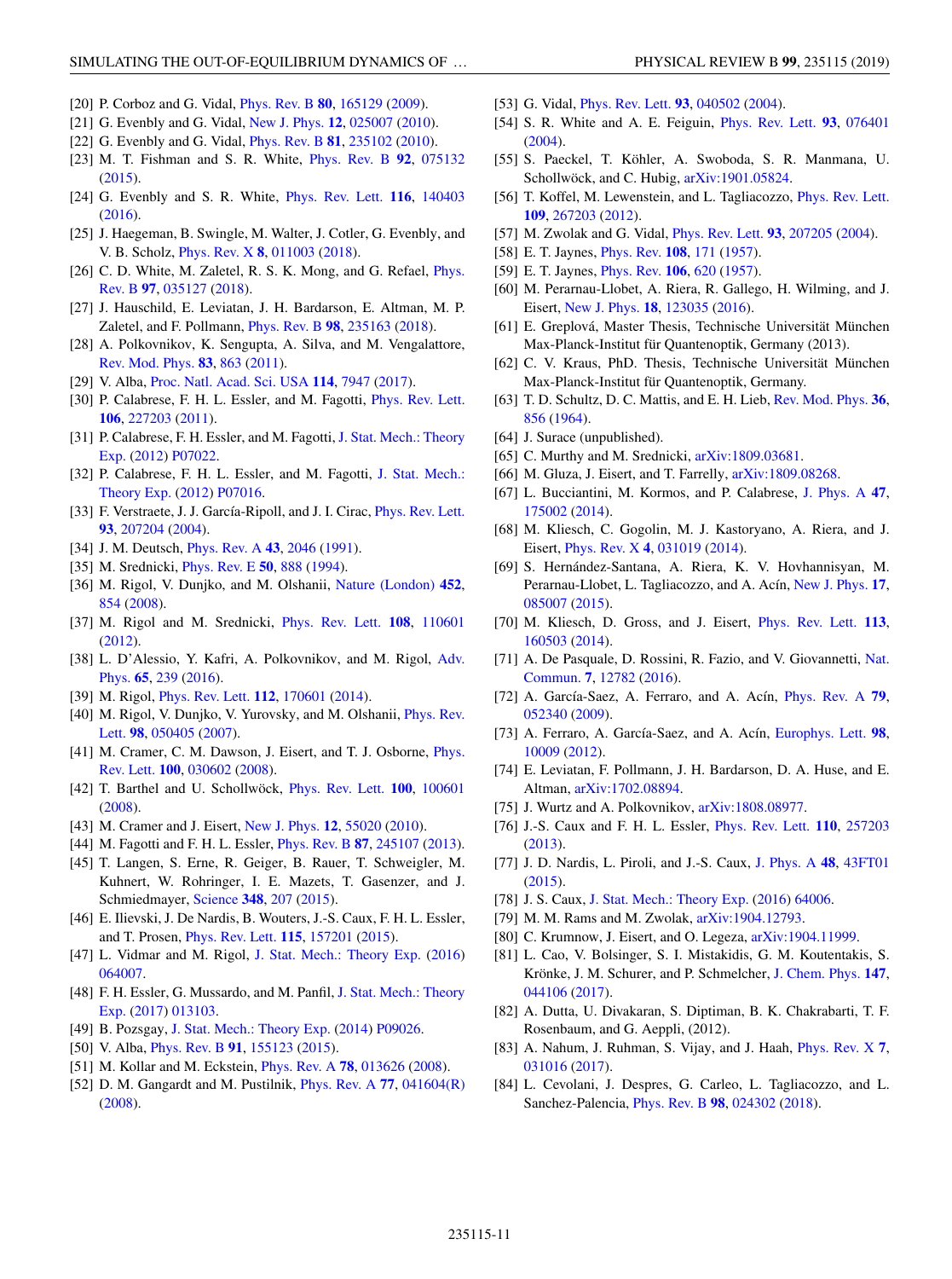[20] P. Corboz and G. Vidal, Phys. Rev. B **80**, 165129 (2009).

[21] G. Evenbly and G. Vidal, New J. Phys. **12**, 025007 (2010).

[22] G. Evenbly and G. Vidal, Phys. Rev. B **81**, 235102 (2010).

[23] M. T. Fishman and S. R. White, Phys. Rev. B **92**, 075132 (2015).

[24] G. Evenbly and S. R. White, Phys. Rev. Lett. **116**, 140403 (2016).

[25] J. Haegeman, B. Swingle, M. Walter, J. Cotler, G. Evenbly, and V. B. Scholz, Phys. Rev. X **8**, 011003 (2018).

[26] C. D. White, M. Zaletel, R. S. K. Mong, and G. Refael, Phys. Rev. B **97**, 035127 (2018).

[27] J. Hauschild, E. Leviatan, J. H. Bardarson, E. Altman, M. P. Zaletel, and F. Pollmann, Phys. Rev. B **98**, 235163 (2018).

[28] A. Polkovnikov, K. Sengupta, A. Silva, and M. Vengalattore, Rev. Mod. Phys. **83**, 863 (2011).

[29] V. Alba, Proc. Natl. Acad. Sci. USA **114**, 7947 (2017).

[30] P. Calabrese, F. H. L. Essler, and M. Fagotti, Phys. Rev. Lett. **106**, 227203 (2011).

[31] P. Calabrese, F. H. Essler, and M. Fagotti, J. Stat. Mech.: Theory Exp. (2012) P07022.

[32] P. Calabrese, F. H. L. Essler, and M. Fagotti, J. Stat. Mech.: Theory Exp. (2012) P07016.

[33] F. Verstraete, J. J. García-Ripoll, and J. I. Cirac, Phys. Rev. Lett. **93**, 207204 (2004).

[34] J. M. Deutsch, Phys. Rev. A **43**, 2046 (1991).

[35] M. Srednicki, Phys. Rev. E **50**, 888 (1994).

[36] M. Rigol, V. Dunjko, and M. Olshanii, Nature (London) **452**, 854 (2008).

[37] M. Rigol and M. Srednicki, Phys. Rev. Lett. **108**, 110601 (2012).

[38] L. D'Alessio, Y. Kafri, A. Polkovnikov, and M. Rigol, Adv. Phys. **65**, 239 (2016).

[39] M. Rigol, Phys. Rev. Lett. **112**, 170601 (2014).

[40] M. Rigol, V. Dunjko, V. Yurovsky, and M. Olshanii, Phys. Rev. Lett. **98**, 050405 (2007).

[41] M. Cramer, C. M. Dawson, J. Eisert, and T. J. Osborne, Phys. Rev. Lett. **100**, 030602 (2008).

[42] T. Barthel and U. Schollwöck, Phys. Rev. Lett. **100**, 100601 (2008).

[43] M. Cramer and J. Eisert, New J. Phys. **12**, 55020 (2010).

[44] M. Fagotti and F. H. L. Essler, Phys. Rev. B **87**, 245107 (2013).

[45] T. Langen, S. Erne, R. Geiger, B. Rauer, T. Schweigler, M. Kuhnert, W. Rohringer, I. E. Mazets, T. Gasenzer, and J. Schmiedmayer, Science **348**, 207 (2015).

[46] E. Ilievski, J. De Nardis, B. Wouters, J.-S. Caux, F. H. L. Essler, and T. Prosen, Phys. Rev. Lett. **115**, 157201 (2015).

[47] L. Vidmar and M. Rigol, J. Stat. Mech.: Theory Exp. (2016) 064007.

[48] F. H. Essler, G. Mussardo, and M. Panfil, J. Stat. Mech.: Theory Exp. (2017) 013103.

[49] B. Pozsgay, J. Stat. Mech.: Theory Exp. (2014) P09026.

[50] V. Alba, Phys. Rev. B **91**, 155123 (2015).

[51] M. Kollar and M. Eckstein, Phys. Rev. A **78**, 013626 (2008).

[52] D. M. Gangardt and M. Pustilnik, Phys. Rev. A **77**, 041604(R) (2008).

[53] G. Vidal, Phys. Rev. Lett. **93**, 040502 (2004).

[54] S. R. White and A. E. Feiguin, Phys. Rev. Lett. **93**, 076401 (2004).

[55] S. Paeckel, T. Köhler, A. Swoboda, S. R. Manmana, U. Schollwöck, and C. Hubig, arXiv:1901.05824.

[56] T. Koffel, M. Lewenstein, and L. Tagliacozzo, Phys. Rev. Lett. **109**, 267203 (2012).

[57] M. Zwolak and G. Vidal, Phys. Rev. Lett. **93**, 207205 (2004).

[58] E. T. Jaynes, Phys. Rev. **108**, 171 (1957).

[59] E. T. Jaynes, Phys. Rev. **106**, 620 (1957).

[60] M. Perarnau-Llobet, A. Riera, R. Gallego, H. Wilming, and J. Eisert, New J. Phys. **18**, 123035 (2016).

[61] E. Greplová, Master Thesis, Technische Universität München Max-Planck-Institut für Quantenoptik, Germany (2013).

[62] C. V. Kraus, PhD. Thesis, Technische Universität München Max-Planck-Institut für Quantenoptik, Germany.

[63] T. D. Schultz, D. C. Mattis, and E. H. Lieb, Rev. Mod. Phys. **36**, 856 (1964).

[64] J. Surace (unpublished).

[65] C. Murthy and M. Srednicki, arXiv:1809.03681.

[66] M. Gluza, J. Eisert, and T. Farrelly, arXiv:1809.08268.

[67] L. Bucciantini, M. Kormos, and P. Calabrese, J. Phys. A **47**, 175002 (2014).

[68] M. Kliesch, C. Gogolin, M. J. Kastoryano, A. Riera, and J. Eisert, Phys. Rev. X **4**, 031019 (2014).

[69] S. Hernández-Santana, A. Riera, K. V. Hovhannisyan, M. Perarnau-Llobet, L. Tagliacozzo, and A. Acín, New J. Phys. **17**, 085007 (2015).

[70] M. Kliesch, D. Gross, and J. Eisert, Phys. Rev. Lett. **113**, 160503 (2014).

[71] A. De Pasquale, D. Rossini, R. Fazio, and V. Giovannetti, Nat. Commun. **7**, 12782 (2016).

[72] A. García-Saez, A. Ferraro, and A. Acín, Phys. Rev. A **79**, 052340 (2009).

[73] A. Ferraro, A. García-Saez, and A. Acín, Europhys. Lett. **98**, 10009 (2012).

[74] E. Leviatan, F. Pollmann, J. H. Bardarson, D. A. Huse, and E. Altman, arXiv:1702.08894.

[75] J. Wurtz and A. Polkovnikov, arXiv:1808.08977.

[76] J.-S. Caux and F. H. L. Essler, Phys. Rev. Lett. **110**, 257203 (2013).

[77] J. De Nardis, L. Piroli, and J.-S. Caux, J. Phys. A **48**, 43FT01 (2015).

[78] J. S. Caux, J. Stat. Mech.: Theory Exp. (2016) 64006.

[79] M. M. Rams and M. Zwolak, arXiv:1904.12793.

[80] C. Krumnow, J. Eisert, and O. Legeza, arXiv:1904.11999.

[81] L. Cao, V. Bolsinger, S. I. Mistakidis, G. M. Koutentakis, S. Krönke, J. M. Schurer, and P. Schmelcher, J. Chem. Phys. **147**, 044106 (2017).

[82] A. Dutta, U. Divakaran, S. Diptiman, B. K. Chakrabarti, T. F. Rosenbaum, and G. Aeppli, (2012).

[83] A. Nahum, J. Ruhman, S. Vijay, and J. Haah, Phys. Rev. X **7**, 031016 (2017).

[84] L. Cevolani, J. Despres, G. Carleo, L. Tagliacozzo, and L. Sanchez-Palencia, Phys. Rev. B **98**, 024302 (2018).